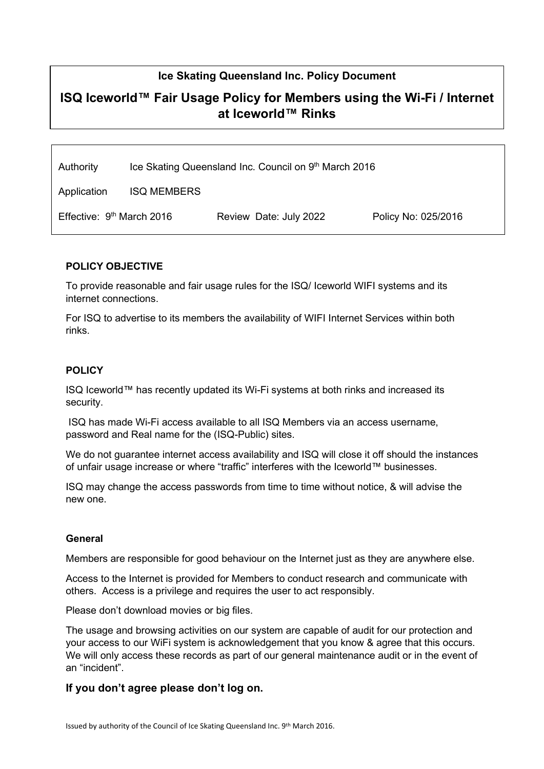**Ice Skating Queensland Inc. Policy Document**

# ISQ Iceworld™ Fair Usage Policy for Members using the Wi-Fi / Internet at Iceworld™ Rinks

| | | |
|---|---|---|
| Authority | Ice Skating Queensland Inc. Council on 9th March 2016 | |
| Application | ISQ MEMBERS | |
| Effective: 9th March 2016 | Review Date: July 2022 | Policy No: 025/2016 |

### POLICY OBJECTIVE

To provide reasonable and fair usage rules for the ISQ/ Iceworld WIFI systems and its internet connections.

For ISQ to advertise to its members the availability of WIFI Internet Services within both rinks.

### POLICY

ISQ Iceworld™ has recently updated its Wi-Fi systems at both rinks and increased its security.

ISQ has made Wi-Fi access available to all ISQ Members via an access username, password and Real name for the (ISQ-Public) sites.

We do not guarantee internet access availability and ISQ will close it off should the instances of unfair usage increase or where "traffic" interferes with the Iceworld™ businesses.

ISQ may change the access passwords from time to time without notice, & will advise the new one.

#### General

Members are responsible for good behaviour on the Internet just as they are anywhere else.

Access to the Internet is provided for Members to conduct research and communicate with others. Access is a privilege and requires the user to act responsibly.

Please don't download movies or big files.

The usage and browsing activities on our system are capable of audit for our protection and your access to our WiFi system is acknowledgement that you know & agree that this occurs. We will only access these records as part of our general maintenance audit or in the event of an "incident".

**If you don't agree please don't log on.**

Issued by authority of the Council of Ice Skating Queensland Inc. 9th March 2016.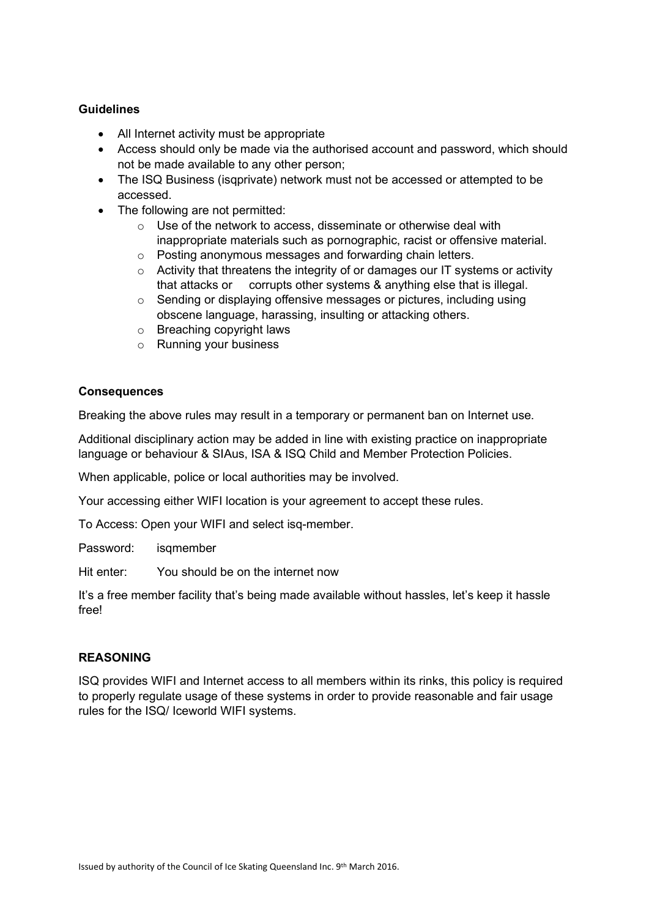**Guidelines**

- All Internet activity must be appropriate
- Access should only be made via the authorised account and password, which should not be made available to any other person;
- The ISQ Business (isqprivate) network must not be accessed or attempted to be accessed.
- The following are not permitted:
    - Use of the network to access, disseminate or otherwise deal with inappropriate materials such as pornographic, racist or offensive material.
    - Posting anonymous messages and forwarding chain letters.
    - Activity that threatens the integrity of or damages our IT systems or activity that attacks or corrupts other systems & anything else that is illegal.
    - Sending or displaying offensive messages or pictures, including using obscene language, harassing, insulting or attacking others.
    - Breaching copyright laws
    - Running your business

**Consequences**

Breaking the above rules may result in a temporary or permanent ban on Internet use.

Additional disciplinary action may be added in line with existing practice on inappropriate language or behaviour & SIAus, ISA & ISQ Child and Member Protection Policies.

When applicable, police or local authorities may be involved.

Your accessing either WIFI location is your agreement to accept these rules.

To Access: Open your WIFI and select isq-member.

Password: isqmember

Hit enter: You should be on the internet now

It's a free member facility that's being made available without hassles, let's keep it hassle free!

**REASONING**

ISQ provides WIFI and Internet access to all members within its rinks, this policy is required to properly regulate usage of these systems in order to provide reasonable and fair usage rules for the ISQ/ Iceworld WIFI systems.

Issued by authority of the Council of Ice Skating Queensland Inc. 9th March 2016.